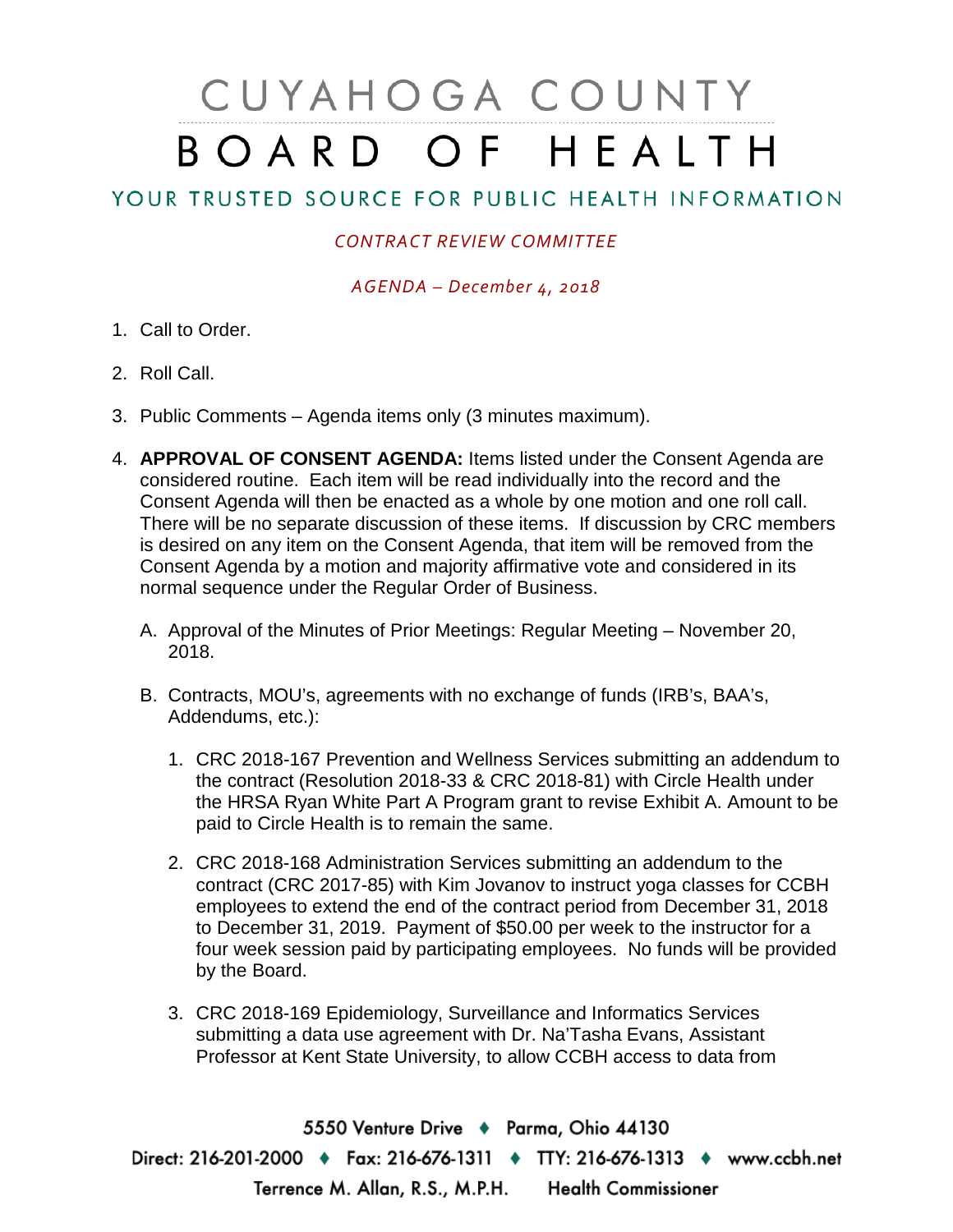# CUYAHOGA COUNTY BOARD OF HEALTH

## YOUR TRUSTED SOURCE FOR PUBLIC HEALTH INFORMATION

*CONTRACT REVIEW COMMITTEE*

*AGENDA – December 4, 2018*

1. Call to Order.

2. Roll Call.

3. Public Comments – Agenda items only (3 minutes maximum).

4. **APPROVAL OF CONSENT AGENDA:** Items listed under the Consent Agenda are considered routine. Each item will be read individually into the record and the Consent Agenda will then be enacted as a whole by one motion and one roll call. There will be no separate discussion of these items. If discussion by CRC members is desired on any item on the Consent Agenda, that item will be removed from the Consent Agenda by a motion and majority affirmative vote and considered in its normal sequence under the Regular Order of Business.

   A. Approval of the Minutes of Prior Meetings: Regular Meeting – November 20, 2018.

   B. Contracts, MOU's, agreements with no exchange of funds (IRB's, BAA's, Addendums, etc.):

      1. CRC 2018-167 Prevention and Wellness Services submitting an addendum to the contract (Resolution 2018-33 & CRC 2018-81) with Circle Health under the HRSA Ryan White Part A Program grant to revise Exhibit A. Amount to be paid to Circle Health is to remain the same.

      2. CRC 2018-168 Administration Services submitting an addendum to the contract (CRC 2017-85) with Kim Jovanov to instruct yoga classes for CCBH employees to extend the end of the contract period from December 31, 2018 to December 31, 2019. Payment of $50.00 per week to the instructor for a four week session paid by participating employees. No funds will be provided by the Board.

      3. CRC 2018-169 Epidemiology, Surveillance and Informatics Services submitting a data use agreement with Dr. Na'Tasha Evans, Assistant Professor at Kent State University, to allow CCBH access to data from

5550 Venture Drive ♦ Parma, Ohio 44130
Direct: 216-201-2000 ♦ Fax: 216-676-1311 ♦ TTY: 216-676-1313 ♦ www.ccbh.net
Terrence M. Allan, R.S., M.P.H. Health Commissioner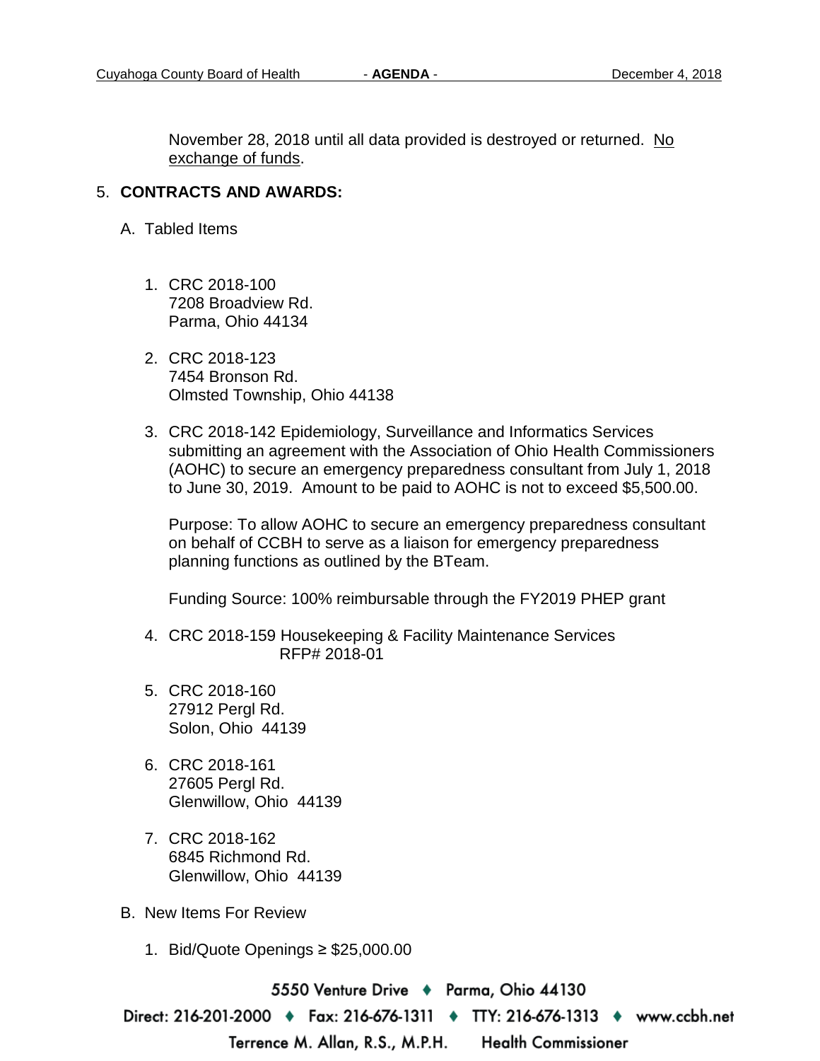November 28, 2018 until all data provided is destroyed or returned. No exchange of funds.

5. **CONTRACTS AND AWARDS:**

   A. Tabled Items

      1. CRC 2018-100
         7208 Broadview Rd.
         Parma, Ohio 44134

      2. CRC 2018-123
         7454 Bronson Rd.
         Olmsted Township, Ohio 44138

      3. CRC 2018-142 Epidemiology, Surveillance and Informatics Services submitting an agreement with the Association of Ohio Health Commissioners (AOHC) to secure an emergency preparedness consultant from July 1, 2018 to June 30, 2019. Amount to be paid to AOHC is not to exceed $5,500.00.

         Purpose: To allow AOHC to secure an emergency preparedness consultant on behalf of CCBH to serve as a liaison for emergency preparedness planning functions as outlined by the BTeam.

         Funding Source: 100% reimbursable through the FY2019 PHEP grant

      4. CRC 2018-159 Housekeeping & Facility Maintenance Services
         RFP# 2018-01

      5. CRC 2018-160
         27912 Pergl Rd.
         Solon, Ohio 44139

      6. CRC 2018-161
         27605 Pergl Rd.
         Glenwillow, Ohio 44139

      7. CRC 2018-162
         6845 Richmond Rd.
         Glenwillow, Ohio 44139

   B. New Items For Review

      1. Bid/Quote Openings ≥ $25,000.00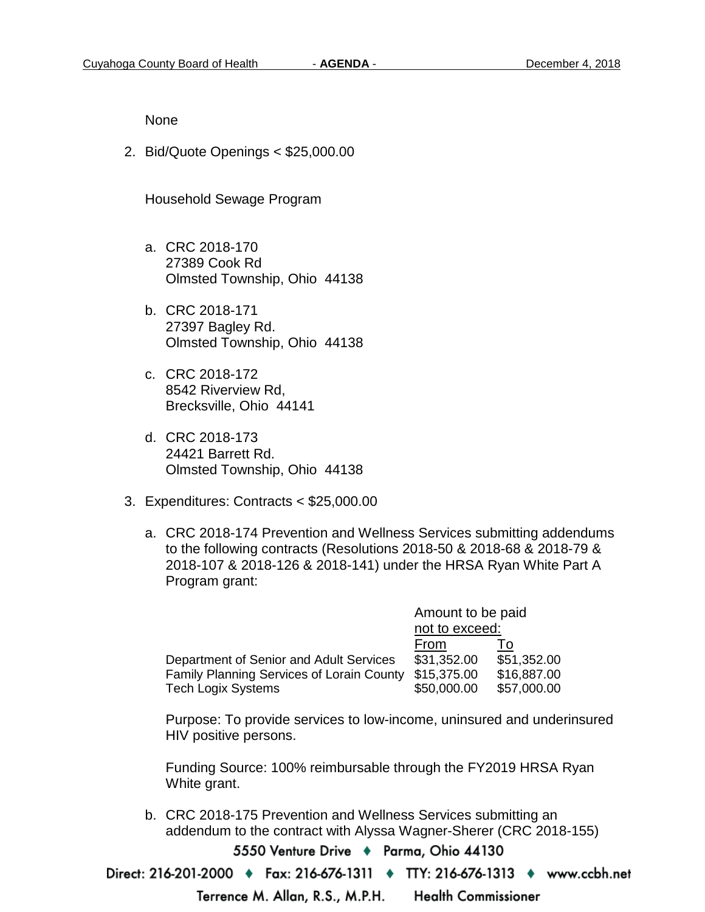None

2. Bid/Quote Openings < $25,000.00

   Household Sewage Program

   a. CRC 2018-170
      27389 Cook Rd
      Olmsted Township, Ohio 44138

   b. CRC 2018-171
      27397 Bagley Rd.
      Olmsted Township, Ohio 44138

   c. CRC 2018-172
      8542 Riverview Rd,
      Brecksville, Ohio 44141

   d. CRC 2018-173
      24421 Barrett Rd.
      Olmsted Township, Ohio 44138

3. Expenditures: Contracts < $25,000.00

   a. CRC 2018-174 Prevention and Wellness Services submitting addendums to the following contracts (Resolutions 2018-50 & 2018-68 & 2018-79 & 2018-107 & 2018-126 & 2018-141) under the HRSA Ryan White Part A Program grant:

| | Amount to be paid not to exceed: | |
|---|---|---|
| | From | To |
| Department of Senior and Adult Services | $31,352.00 | $51,352.00 |
| Family Planning Services of Lorain County | $15,375.00 | $16,887.00 |
| Tech Logix Systems | $50,000.00 | $57,000.00 |

   Purpose: To provide services to low-income, uninsured and underinsured HIV positive persons.

   Funding Source: 100% reimbursable through the FY2019 HRSA Ryan White grant.

   b. CRC 2018-175 Prevention and Wellness Services submitting an addendum to the contract with Alyssa Wagner-Sherer (CRC 2018-155)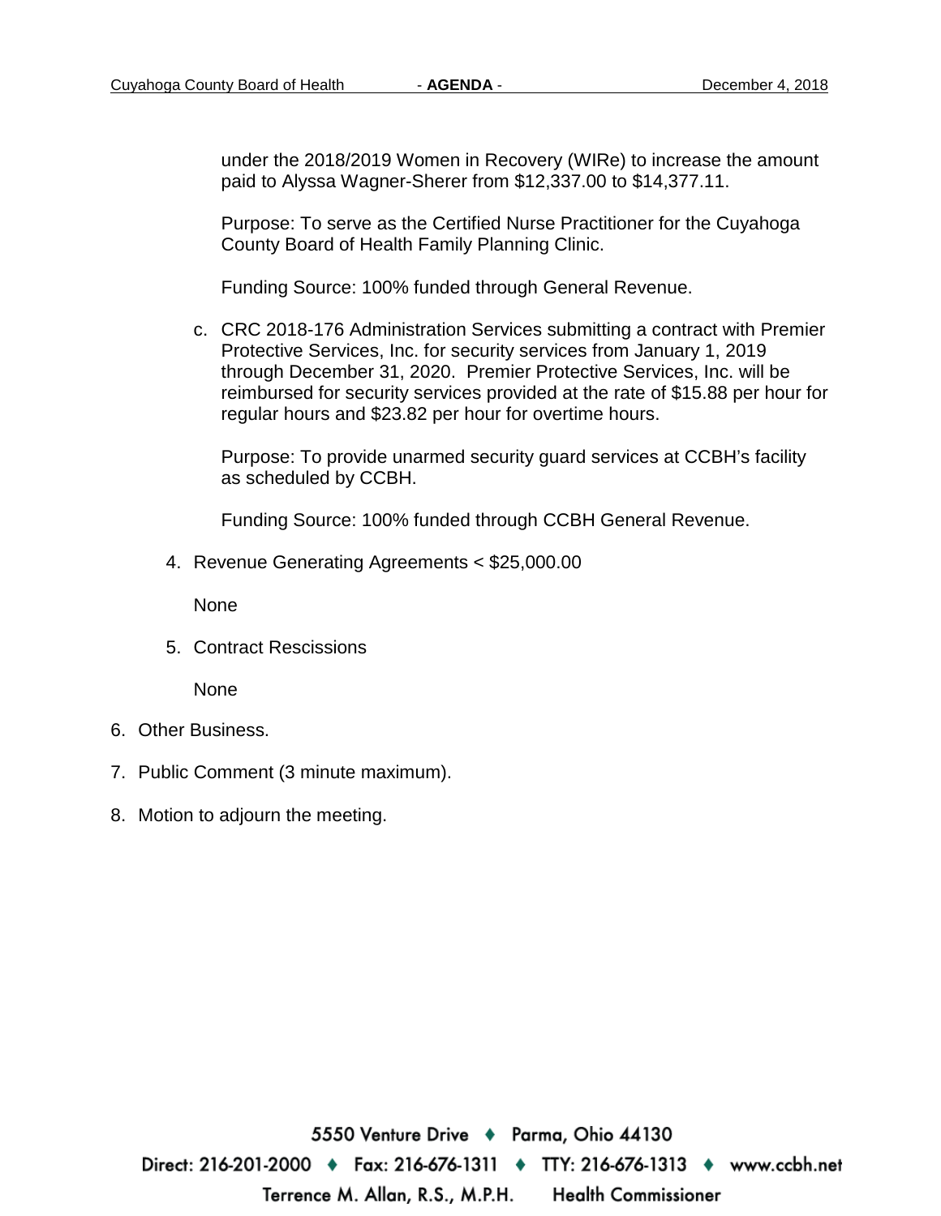under the 2018/2019 Women in Recovery (WIRe) to increase the amount paid to Alyssa Wagner-Sherer from $12,337.00 to $14,377.11.

Purpose: To serve as the Certified Nurse Practitioner for the Cuyahoga County Board of Health Family Planning Clinic.

Funding Source: 100% funded through General Revenue.

c. CRC 2018-176 Administration Services submitting a contract with Premier Protective Services, Inc. for security services from January 1, 2019 through December 31, 2020. Premier Protective Services, Inc. will be reimbursed for security services provided at the rate of $15.88 per hour for regular hours and $23.82 per hour for overtime hours.

   Purpose: To provide unarmed security guard services at CCBH's facility as scheduled by CCBH.

   Funding Source: 100% funded through CCBH General Revenue.

4. Revenue Generating Agreements < $25,000.00

   None

5. Contract Rescissions

   None

6. Other Business.
7. Public Comment (3 minute maximum).
8. Motion to adjourn the meeting.

5550 Venture Drive ♦ Parma, Ohio 44130
Direct: 216-201-2000 ♦ Fax: 216-676-1311 ♦ TTY: 216-676-1313 ♦ www.ccbh.net
Terrence M. Allan, R.S., M.P.H. Health Commissioner